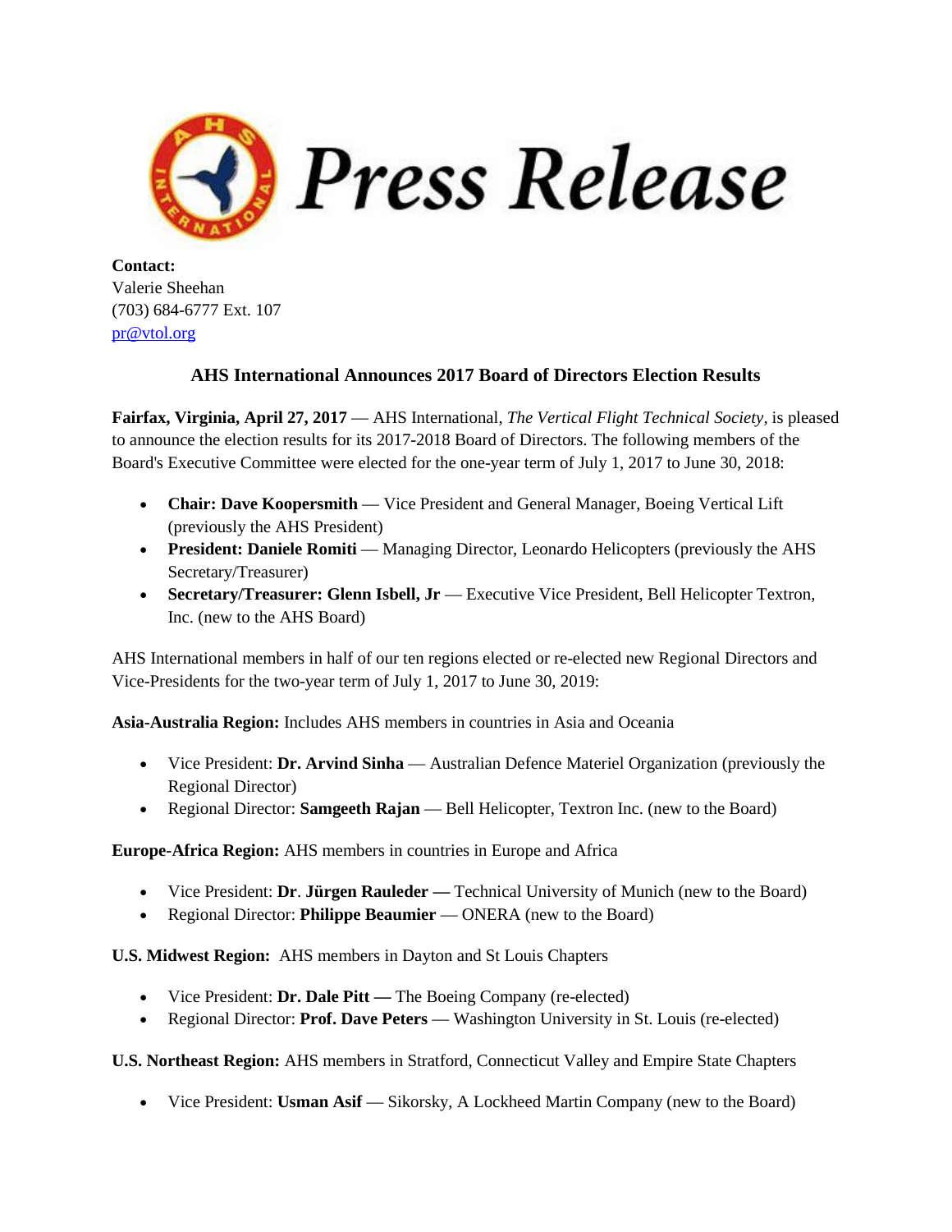# Press Release

**Contact:**
Valerie Sheehan
(703) 684-6777 Ext. 107
pr@vtol.org

## AHS International Announces 2017 Board of Directors Election Results

**Fairfax, Virginia, April 27, 2017** — AHS International, *The Vertical Flight Technical Society*, is pleased to announce the election results for its 2017-2018 Board of Directors. The following members of the Board's Executive Committee were elected for the one-year term of July 1, 2017 to June 30, 2018:

- **Chair: Dave Koopersmith** — Vice President and General Manager, Boeing Vertical Lift (previously the AHS President)
- **President: Daniele Romiti** — Managing Director, Leonardo Helicopters (previously the AHS Secretary/Treasurer)
- **Secretary/Treasurer: Glenn Isbell, Jr** — Executive Vice President, Bell Helicopter Textron, Inc. (new to the AHS Board)

AHS International members in half of our ten regions elected or re-elected new Regional Directors and Vice-Presidents for the two-year term of July 1, 2017 to June 30, 2019:

**Asia-Australia Region:** Includes AHS members in countries in Asia and Oceania

- Vice President: **Dr. Arvind Sinha** — Australian Defence Materiel Organization (previously the Regional Director)
- Regional Director: **Samgeeth Rajan** — Bell Helicopter, Textron Inc. (new to the Board)

**Europe-Africa Region:** AHS members in countries in Europe and Africa

- Vice President: **Dr. Jürgen Rauleder —** Technical University of Munich (new to the Board)
- Regional Director: **Philippe Beaumier** — ONERA (new to the Board)

**U.S. Midwest Region:** AHS members in Dayton and St Louis Chapters

- Vice President: **Dr. Dale Pitt —** The Boeing Company (re-elected)
- Regional Director: **Prof. Dave Peters** — Washington University in St. Louis (re-elected)

**U.S. Northeast Region:** AHS members in Stratford, Connecticut Valley and Empire State Chapters

- Vice President: **Usman Asif** — Sikorsky, A Lockheed Martin Company (new to the Board)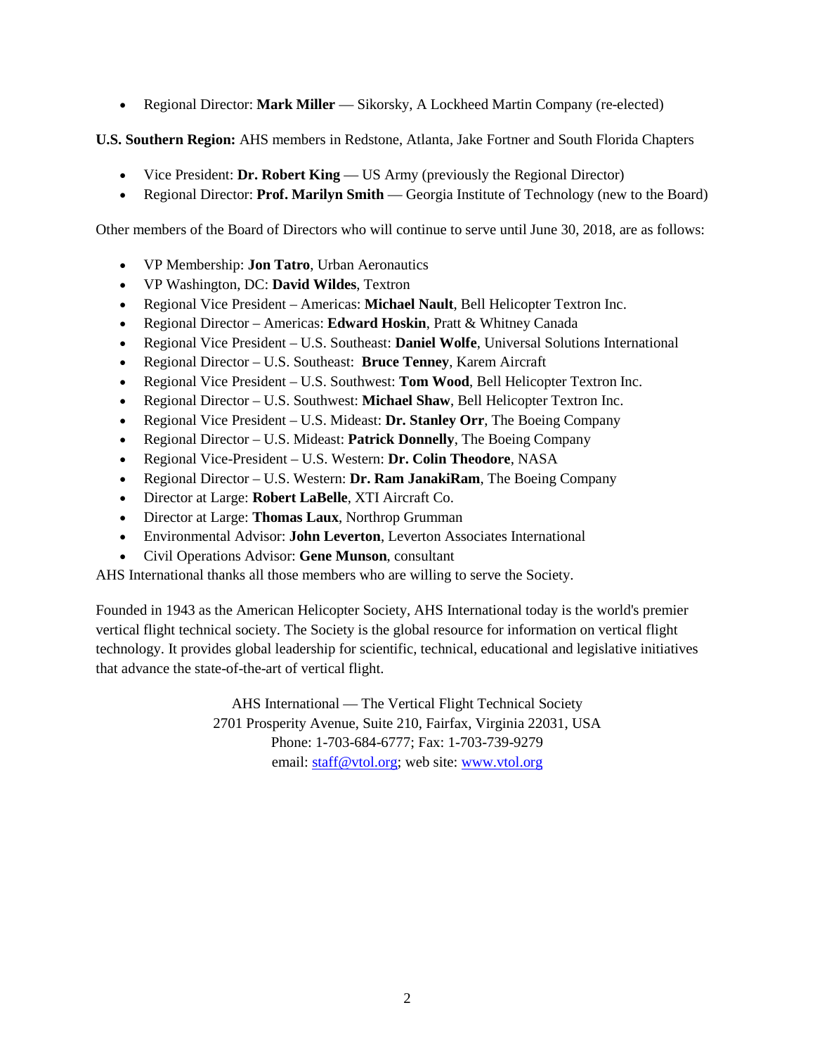- Regional Director: **Mark Miller** — Sikorsky, A Lockheed Martin Company (re-elected)

**U.S. Southern Region:** AHS members in Redstone, Atlanta, Jake Fortner and South Florida Chapters

- Vice President: **Dr. Robert King** — US Army (previously the Regional Director)
- Regional Director: **Prof. Marilyn Smith** — Georgia Institute of Technology (new to the Board)

Other members of the Board of Directors who will continue to serve until June 30, 2018, are as follows:

- VP Membership: **Jon Tatro**, Urban Aeronautics
- VP Washington, DC: **David Wildes**, Textron
- Regional Vice President – Americas: **Michael Nault**, Bell Helicopter Textron Inc.
- Regional Director – Americas: **Edward Hoskin**, Pratt & Whitney Canada
- Regional Vice President – U.S. Southeast: **Daniel Wolfe**, Universal Solutions International
- Regional Director – U.S. Southeast: **Bruce Tenney**, Karem Aircraft
- Regional Vice President – U.S. Southwest: **Tom Wood**, Bell Helicopter Textron Inc.
- Regional Director – U.S. Southwest: **Michael Shaw**, Bell Helicopter Textron Inc.
- Regional Vice President – U.S. Mideast: **Dr. Stanley Orr**, The Boeing Company
- Regional Director – U.S. Mideast: **Patrick Donnelly**, The Boeing Company
- Regional Vice-President – U.S. Western: **Dr. Colin Theodore**, NASA
- Regional Director – U.S. Western: **Dr. Ram JanakiRam**, The Boeing Company
- Director at Large: **Robert LaBelle**, XTI Aircraft Co.
- Director at Large: **Thomas Laux**, Northrop Grumman
- Environmental Advisor: **John Leverton**, Leverton Associates International
- Civil Operations Advisor: **Gene Munson**, consultant

AHS International thanks all those members who are willing to serve the Society.

Founded in 1943 as the American Helicopter Society, AHS International today is the world's premier vertical flight technical society. The Society is the global resource for information on vertical flight technology. It provides global leadership for scientific, technical, educational and legislative initiatives that advance the state-of-the-art of vertical flight.

AHS International — The Vertical Flight Technical Society
2701 Prosperity Avenue, Suite 210, Fairfax, Virginia 22031, USA
Phone: 1-703-684-6777; Fax: 1-703-739-9279
email: staff@vtol.org; web site: www.vtol.org